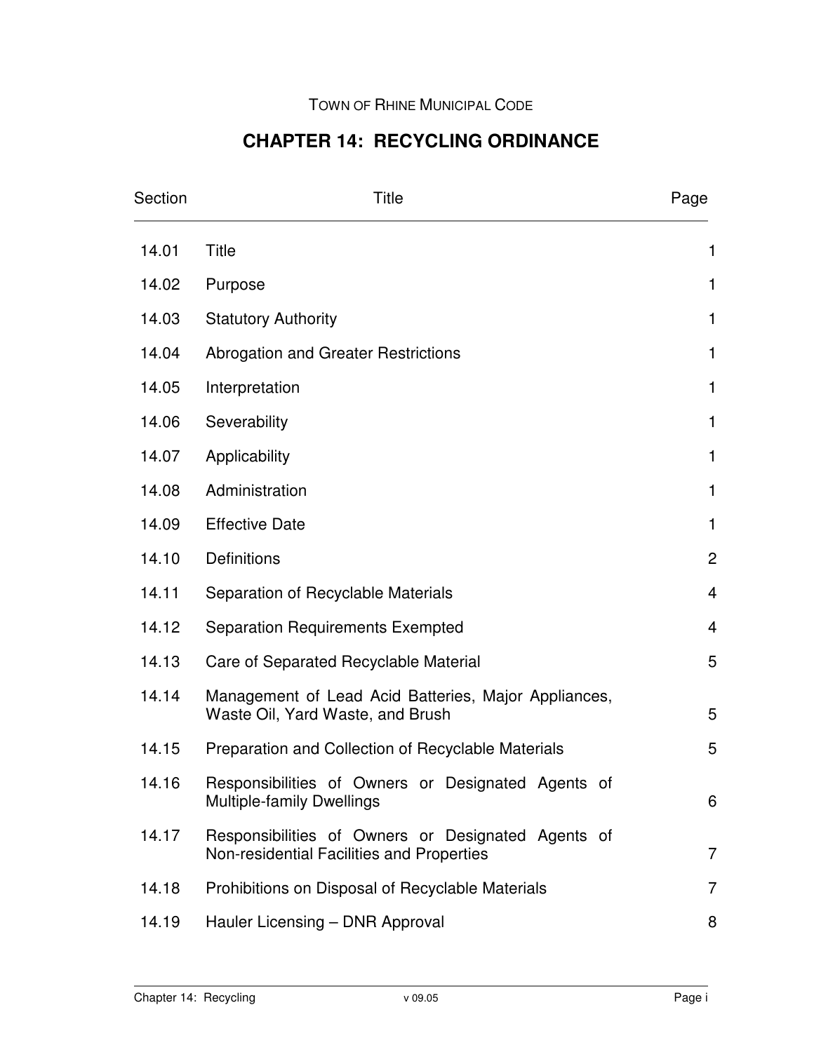TOWN OF RHINE MUNICIPAL CODE

# CHAPTER 14: RECYCLING ORDINANCE

| Section | Title | Page |
|---|---|---|
| 14.01 | Title | 1 |
| 14.02 | Purpose | 1 |
| 14.03 | Statutory Authority | 1 |
| 14.04 | Abrogation and Greater Restrictions | 1 |
| 14.05 | Interpretation | 1 |
| 14.06 | Severability | 1 |
| 14.07 | Applicability | 1 |
| 14.08 | Administration | 1 |
| 14.09 | Effective Date | 1 |
| 14.10 | Definitions | 2 |
| 14.11 | Separation of Recyclable Materials | 4 |
| 14.12 | Separation Requirements Exempted | 4 |
| 14.13 | Care of Separated Recyclable Material | 5 |
| 14.14 | Management of Lead Acid Batteries, Major Appliances, Waste Oil, Yard Waste, and Brush | 5 |
| 14.15 | Preparation and Collection of Recyclable Materials | 5 |
| 14.16 | Responsibilities of Owners or Designated Agents of Multiple-family Dwellings | 6 |
| 14.17 | Responsibilities of Owners or Designated Agents of Non-residential Facilities and Properties | 7 |
| 14.18 | Prohibitions on Disposal of Recyclable Materials | 7 |
| 14.19 | Hauler Licensing – DNR Approval | 8 |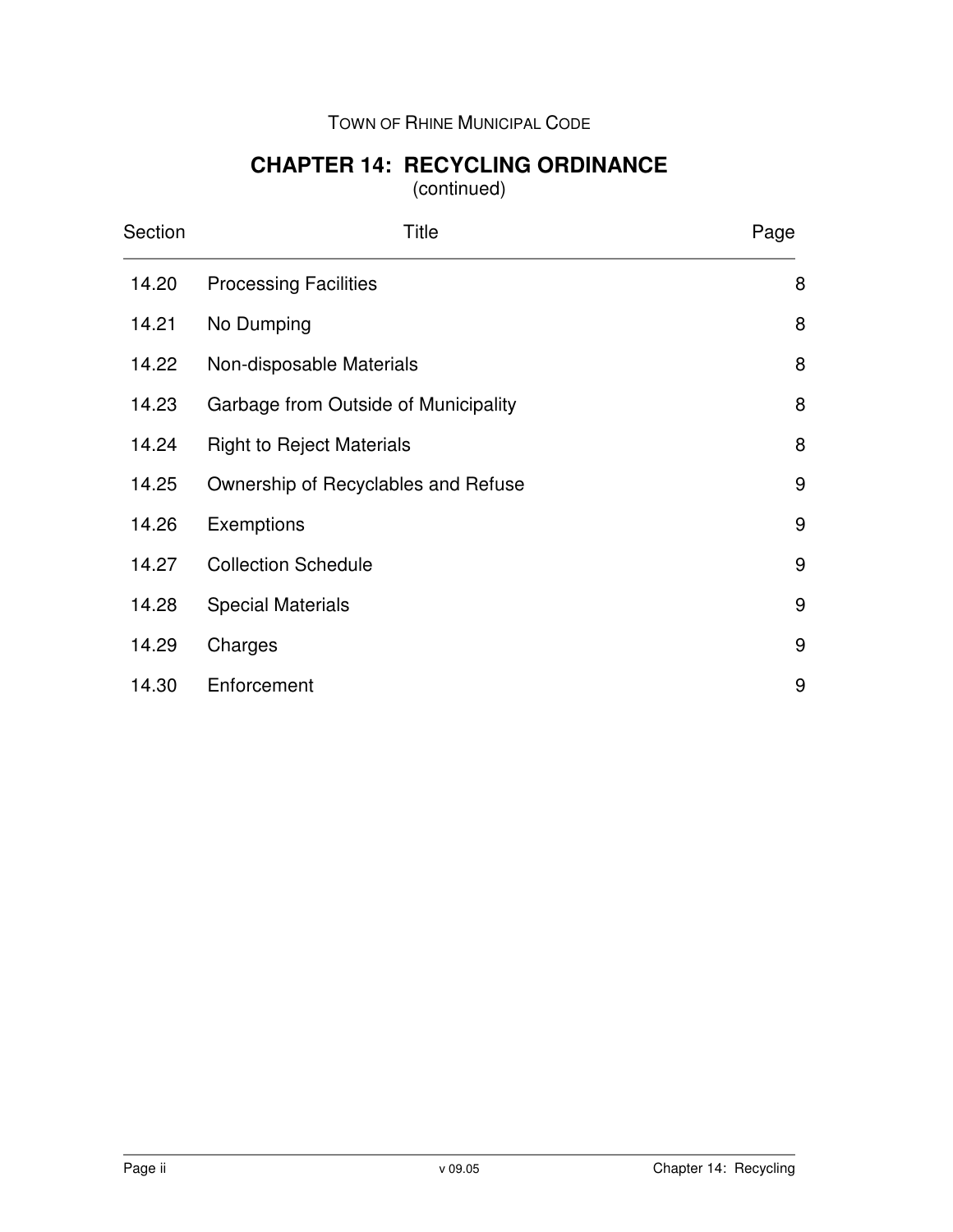TOWN OF RHINE MUNICIPAL CODE

# CHAPTER 14: RECYCLING ORDINANCE

(continued)

| Section | Title | Page |
|---|---|---|
| 14.20 | Processing Facilities | 8 |
| 14.21 | No Dumping | 8 |
| 14.22 | Non-disposable Materials | 8 |
| 14.23 | Garbage from Outside of Municipality | 8 |
| 14.24 | Right to Reject Materials | 8 |
| 14.25 | Ownership of Recyclables and Refuse | 9 |
| 14.26 | Exemptions | 9 |
| 14.27 | Collection Schedule | 9 |
| 14.28 | Special Materials | 9 |
| 14.29 | Charges | 9 |
| 14.30 | Enforcement | 9 |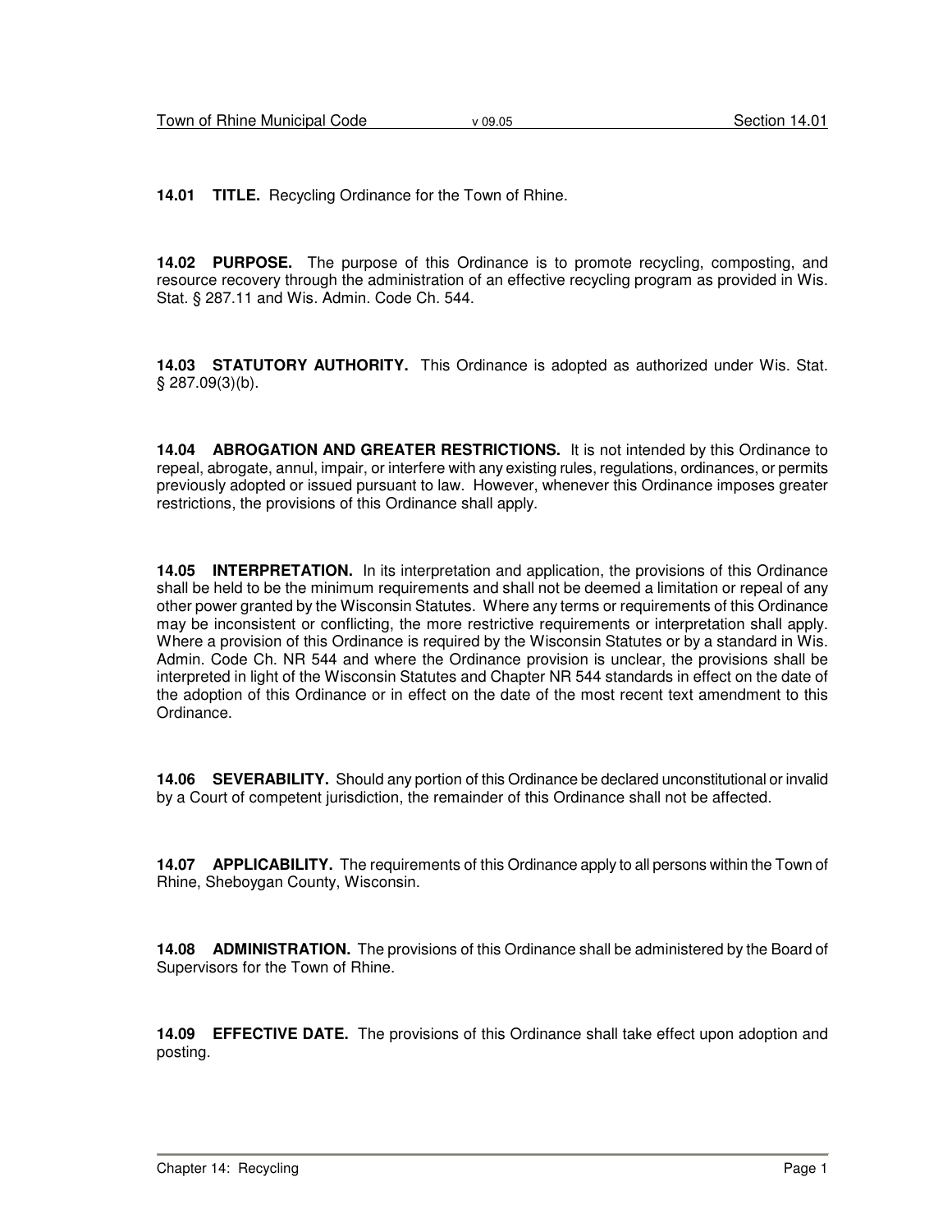**14.01 TITLE.** Recycling Ordinance for the Town of Rhine.

**14.02 PURPOSE.** The purpose of this Ordinance is to promote recycling, composting, and resource recovery through the administration of an effective recycling program as provided in Wis. Stat. § 287.11 and Wis. Admin. Code Ch. 544.

**14.03 STATUTORY AUTHORITY.** This Ordinance is adopted as authorized under Wis. Stat. § 287.09(3)(b).

**14.04 ABROGATION AND GREATER RESTRICTIONS.** It is not intended by this Ordinance to repeal, abrogate, annul, impair, or interfere with any existing rules, regulations, ordinances, or permits previously adopted or issued pursuant to law. However, whenever this Ordinance imposes greater restrictions, the provisions of this Ordinance shall apply.

**14.05 INTERPRETATION.** In its interpretation and application, the provisions of this Ordinance shall be held to be the minimum requirements and shall not be deemed a limitation or repeal of any other power granted by the Wisconsin Statutes. Where any terms or requirements of this Ordinance may be inconsistent or conflicting, the more restrictive requirements or interpretation shall apply. Where a provision of this Ordinance is required by the Wisconsin Statutes or by a standard in Wis. Admin. Code Ch. NR 544 and where the Ordinance provision is unclear, the provisions shall be interpreted in light of the Wisconsin Statutes and Chapter NR 544 standards in effect on the date of the adoption of this Ordinance or in effect on the date of the most recent text amendment to this Ordinance.

**14.06 SEVERABILITY.** Should any portion of this Ordinance be declared unconstitutional or invalid by a Court of competent jurisdiction, the remainder of this Ordinance shall not be affected.

**14.07 APPLICABILITY.** The requirements of this Ordinance apply to all persons within the Town of Rhine, Sheboygan County, Wisconsin.

**14.08 ADMINISTRATION.** The provisions of this Ordinance shall be administered by the Board of Supervisors for the Town of Rhine.

**14.09 EFFECTIVE DATE.** The provisions of this Ordinance shall take effect upon adoption and posting.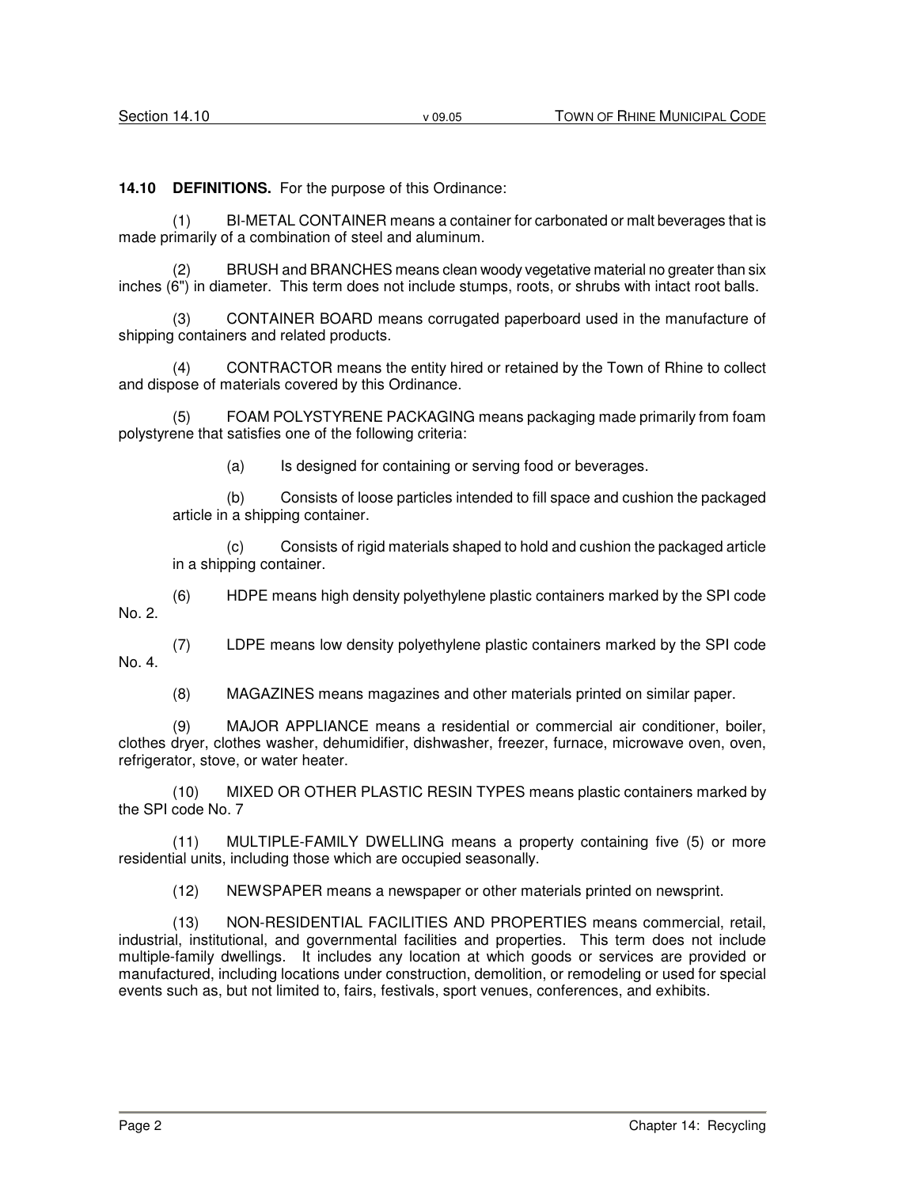**14.10 DEFINITIONS.** For the purpose of this Ordinance:

(1) BI-METAL CONTAINER means a container for carbonated or malt beverages that is made primarily of a combination of steel and aluminum.

(2) BRUSH and BRANCHES means clean woody vegetative material no greater than six inches (6") in diameter. This term does not include stumps, roots, or shrubs with intact root balls.

(3) CONTAINER BOARD means corrugated paperboard used in the manufacture of shipping containers and related products.

(4) CONTRACTOR means the entity hired or retained by the Town of Rhine to collect and dispose of materials covered by this Ordinance.

(5) FOAM POLYSTYRENE PACKAGING means packaging made primarily from foam polystyrene that satisfies one of the following criteria:

(a) Is designed for containing or serving food or beverages.

(b) Consists of loose particles intended to fill space and cushion the packaged article in a shipping container.

(c) Consists of rigid materials shaped to hold and cushion the packaged article in a shipping container.

(6) HDPE means high density polyethylene plastic containers marked by the SPI code No. 2.

(7) LDPE means low density polyethylene plastic containers marked by the SPI code No. 4.

(8) MAGAZINES means magazines and other materials printed on similar paper.

(9) MAJOR APPLIANCE means a residential or commercial air conditioner, boiler, clothes dryer, clothes washer, dehumidifier, dishwasher, freezer, furnace, microwave oven, oven, refrigerator, stove, or water heater.

(10) MIXED OR OTHER PLASTIC RESIN TYPES means plastic containers marked by the SPI code No. 7

(11) MULTIPLE-FAMILY DWELLING means a property containing five (5) or more residential units, including those which are occupied seasonally.

(12) NEWSPAPER means a newspaper or other materials printed on newsprint.

(13) NON-RESIDENTIAL FACILITIES AND PROPERTIES means commercial, retail, industrial, institutional, and governmental facilities and properties. This term does not include multiple-family dwellings. It includes any location at which goods or services are provided or manufactured, including locations under construction, demolition, or remodeling or used for special events such as, but not limited to, fairs, festivals, sport venues, conferences, and exhibits.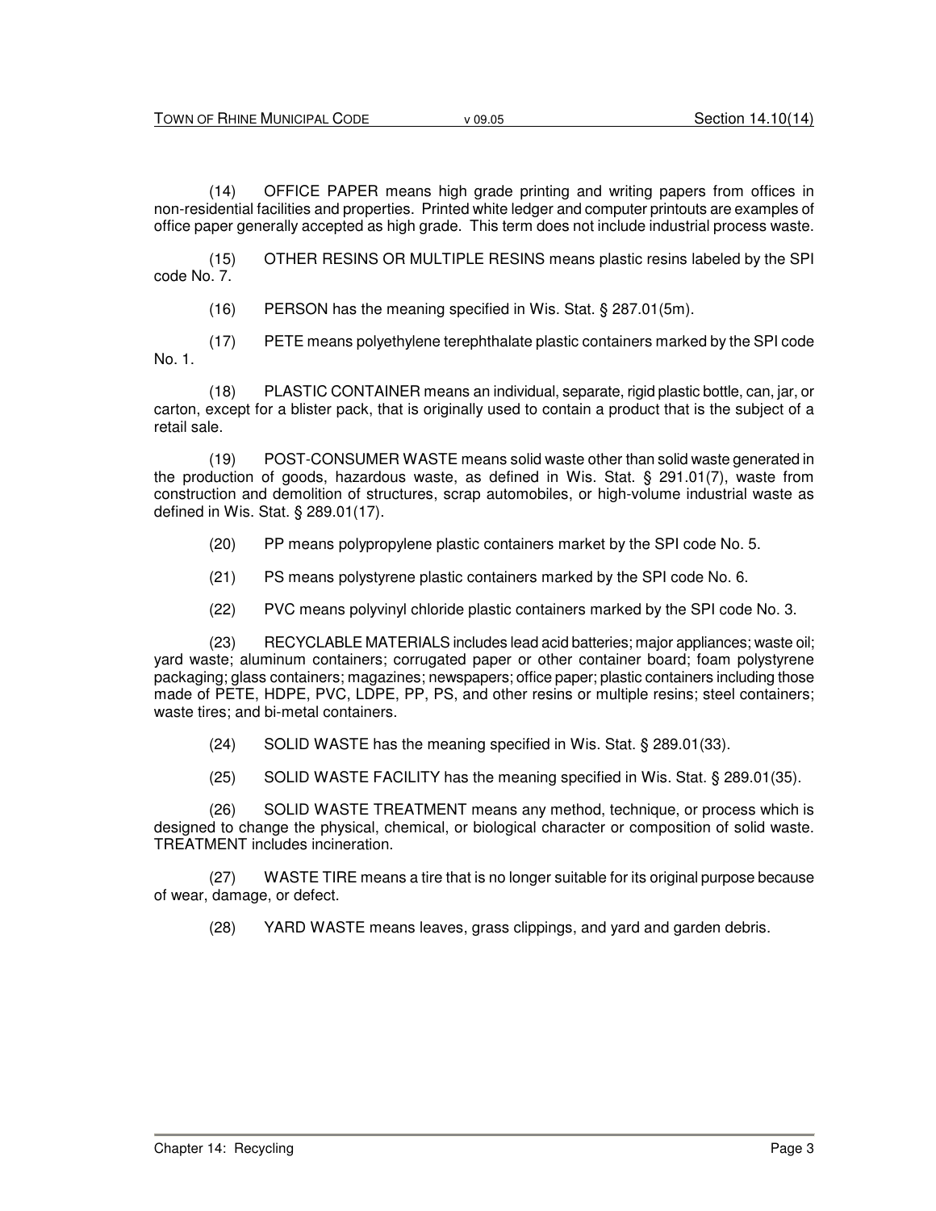(14) OFFICE PAPER means high grade printing and writing papers from offices in non-residential facilities and properties. Printed white ledger and computer printouts are examples of office paper generally accepted as high grade. This term does not include industrial process waste.

(15) OTHER RESINS OR MULTIPLE RESINS means plastic resins labeled by the SPI code No. 7.

(16) PERSON has the meaning specified in Wis. Stat. § 287.01(5m).

(17) PETE means polyethylene terephthalate plastic containers marked by the SPI code No. 1.

(18) PLASTIC CONTAINER means an individual, separate, rigid plastic bottle, can, jar, or carton, except for a blister pack, that is originally used to contain a product that is the subject of a retail sale.

(19) POST-CONSUMER WASTE means solid waste other than solid waste generated in the production of goods, hazardous waste, as defined in Wis. Stat. § 291.01(7), waste from construction and demolition of structures, scrap automobiles, or high-volume industrial waste as defined in Wis. Stat. § 289.01(17).

(20) PP means polypropylene plastic containers market by the SPI code No. 5.

(21) PS means polystyrene plastic containers marked by the SPI code No. 6.

(22) PVC means polyvinyl chloride plastic containers marked by the SPI code No. 3.

(23) RECYCLABLE MATERIALS includes lead acid batteries; major appliances; waste oil; yard waste; aluminum containers; corrugated paper or other container board; foam polystyrene packaging; glass containers; magazines; newspapers; office paper; plastic containers including those made of PETE, HDPE, PVC, LDPE, PP, PS, and other resins or multiple resins; steel containers; waste tires; and bi-metal containers.

(24) SOLID WASTE has the meaning specified in Wis. Stat. § 289.01(33).

(25) SOLID WASTE FACILITY has the meaning specified in Wis. Stat. § 289.01(35).

(26) SOLID WASTE TREATMENT means any method, technique, or process which is designed to change the physical, chemical, or biological character or composition of solid waste. TREATMENT includes incineration.

(27) WASTE TIRE means a tire that is no longer suitable for its original purpose because of wear, damage, or defect.

(28) YARD WASTE means leaves, grass clippings, and yard and garden debris.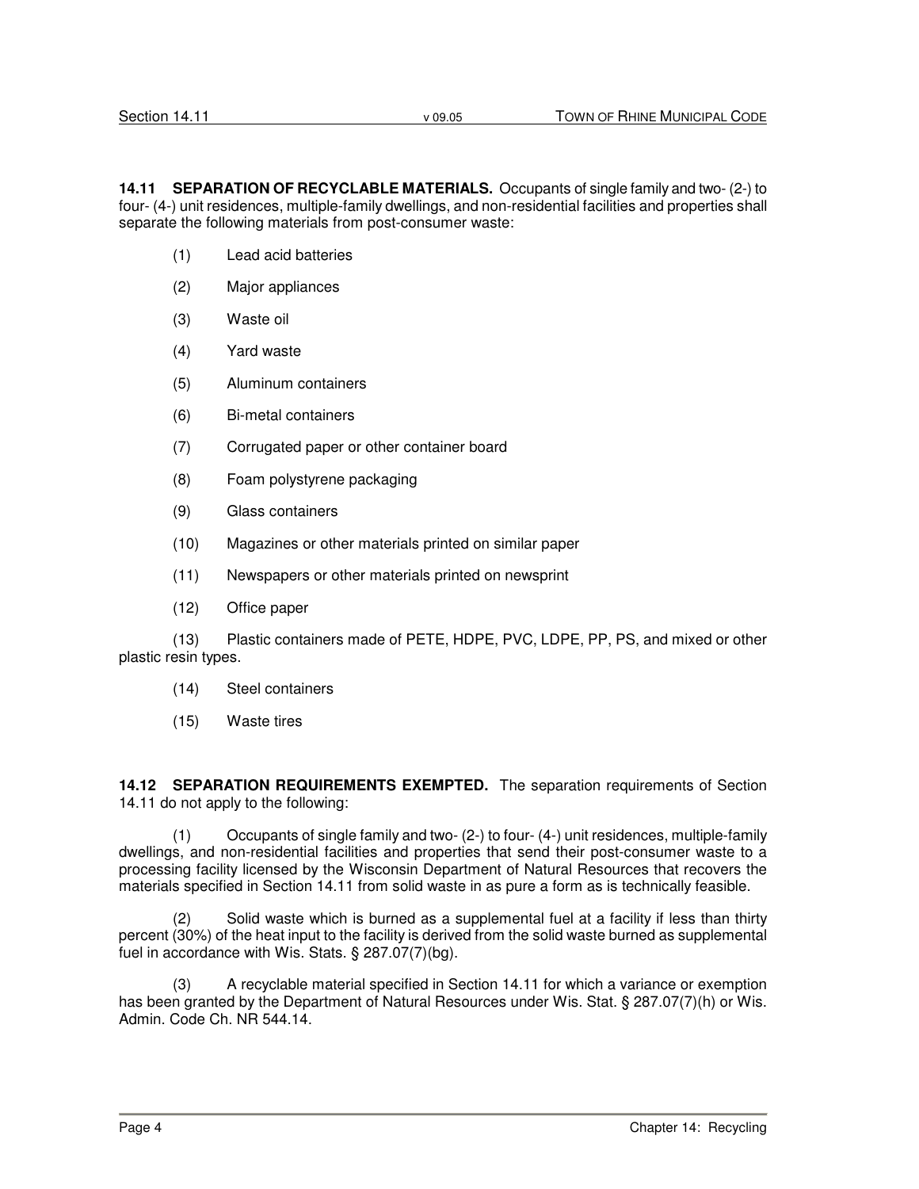**14.11 SEPARATION OF RECYCLABLE MATERIALS.** Occupants of single family and two- (2-) to four- (4-) unit residences, multiple-family dwellings, and non-residential facilities and properties shall separate the following materials from post-consumer waste:

(1) Lead acid batteries

(2) Major appliances

(3) Waste oil

(4) Yard waste

(5) Aluminum containers

(6) Bi-metal containers

(7) Corrugated paper or other container board

(8) Foam polystyrene packaging

(9) Glass containers

(10) Magazines or other materials printed on similar paper

(11) Newspapers or other materials printed on newsprint

(12) Office paper

(13) Plastic containers made of PETE, HDPE, PVC, LDPE, PP, PS, and mixed or other plastic resin types.

(14) Steel containers

(15) Waste tires

**14.12 SEPARATION REQUIREMENTS EXEMPTED.** The separation requirements of Section 14.11 do not apply to the following:

(1) Occupants of single family and two- (2-) to four- (4-) unit residences, multiple-family dwellings, and non-residential facilities and properties that send their post-consumer waste to a processing facility licensed by the Wisconsin Department of Natural Resources that recovers the materials specified in Section 14.11 from solid waste in as pure a form as is technically feasible.

(2) Solid waste which is burned as a supplemental fuel at a facility if less than thirty percent (30%) of the heat input to the facility is derived from the solid waste burned as supplemental fuel in accordance with Wis. Stats. § 287.07(7)(bg).

(3) A recyclable material specified in Section 14.11 for which a variance or exemption has been granted by the Department of Natural Resources under Wis. Stat. § 287.07(7)(h) or Wis. Admin. Code Ch. NR 544.14.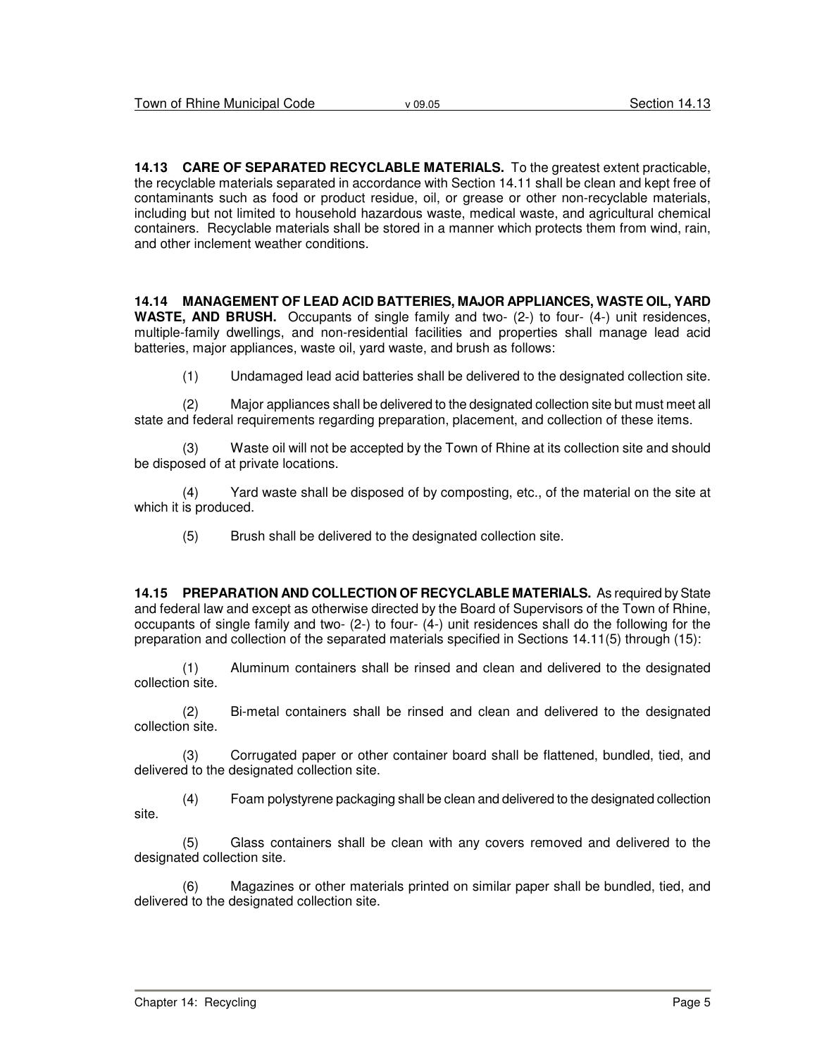**14.13 CARE OF SEPARATED RECYCLABLE MATERIALS.** To the greatest extent practicable, the recyclable materials separated in accordance with Section 14.11 shall be clean and kept free of contaminants such as food or product residue, oil, or grease or other non-recyclable materials, including but not limited to household hazardous waste, medical waste, and agricultural chemical containers. Recyclable materials shall be stored in a manner which protects them from wind, rain, and other inclement weather conditions.

**14.14 MANAGEMENT OF LEAD ACID BATTERIES, MAJOR APPLIANCES, WASTE OIL, YARD WASTE, AND BRUSH.** Occupants of single family and two- (2-) to four- (4-) unit residences, multiple-family dwellings, and non-residential facilities and properties shall manage lead acid batteries, major appliances, waste oil, yard waste, and brush as follows:

(1) Undamaged lead acid batteries shall be delivered to the designated collection site.

(2) Major appliances shall be delivered to the designated collection site but must meet all state and federal requirements regarding preparation, placement, and collection of these items.

(3) Waste oil will not be accepted by the Town of Rhine at its collection site and should be disposed of at private locations.

(4) Yard waste shall be disposed of by composting, etc., of the material on the site at which it is produced.

(5) Brush shall be delivered to the designated collection site.

**14.15 PREPARATION AND COLLECTION OF RECYCLABLE MATERIALS.** As required by State and federal law and except as otherwise directed by the Board of Supervisors of the Town of Rhine, occupants of single family and two- (2-) to four- (4-) unit residences shall do the following for the preparation and collection of the separated materials specified in Sections 14.11(5) through (15):

(1) Aluminum containers shall be rinsed and clean and delivered to the designated collection site.

(2) Bi-metal containers shall be rinsed and clean and delivered to the designated collection site.

(3) Corrugated paper or other container board shall be flattened, bundled, tied, and delivered to the designated collection site.

(4) Foam polystyrene packaging shall be clean and delivered to the designated collection site.

(5) Glass containers shall be clean with any covers removed and delivered to the designated collection site.

(6) Magazines or other materials printed on similar paper shall be bundled, tied, and delivered to the designated collection site.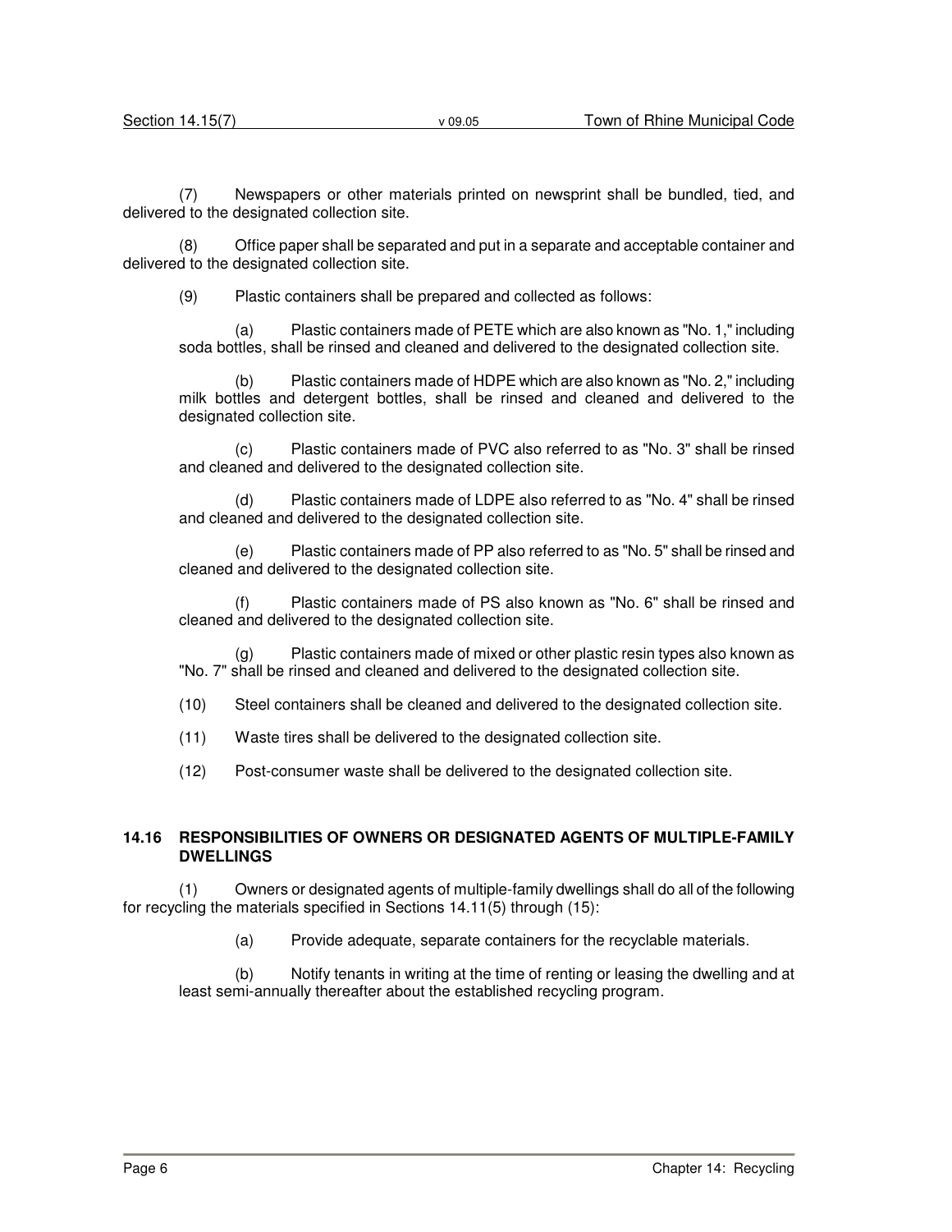(7) Newspapers or other materials printed on newsprint shall be bundled, tied, and delivered to the designated collection site.

(8) Office paper shall be separated and put in a separate and acceptable container and delivered to the designated collection site.

(9) Plastic containers shall be prepared and collected as follows:

(a) Plastic containers made of PETE which are also known as "No. 1," including soda bottles, shall be rinsed and cleaned and delivered to the designated collection site.

(b) Plastic containers made of HDPE which are also known as "No. 2," including milk bottles and detergent bottles, shall be rinsed and cleaned and delivered to the designated collection site.

(c) Plastic containers made of PVC also referred to as "No. 3" shall be rinsed and cleaned and delivered to the designated collection site.

(d) Plastic containers made of LDPE also referred to as "No. 4" shall be rinsed and cleaned and delivered to the designated collection site.

(e) Plastic containers made of PP also referred to as "No. 5" shall be rinsed and cleaned and delivered to the designated collection site.

(f) Plastic containers made of PS also known as "No. 6" shall be rinsed and cleaned and delivered to the designated collection site.

(g) Plastic containers made of mixed or other plastic resin types also known as "No. 7" shall be rinsed and cleaned and delivered to the designated collection site.

(10) Steel containers shall be cleaned and delivered to the designated collection site.

(11) Waste tires shall be delivered to the designated collection site.

(12) Post-consumer waste shall be delivered to the designated collection site.

## 14.16 RESPONSIBILITIES OF OWNERS OR DESIGNATED AGENTS OF MULTIPLE-FAMILY DWELLINGS

(1) Owners or designated agents of multiple-family dwellings shall do all of the following for recycling the materials specified in Sections 14.11(5) through (15):

(a) Provide adequate, separate containers for the recyclable materials.

(b) Notify tenants in writing at the time of renting or leasing the dwelling and at least semi-annually thereafter about the established recycling program.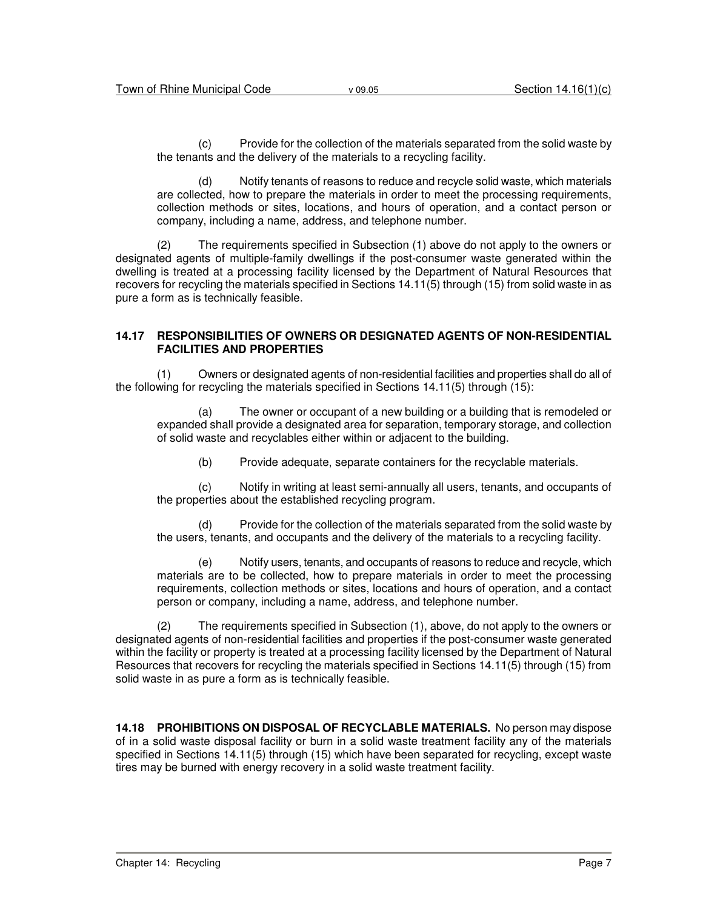(c) Provide for the collection of the materials separated from the solid waste by the tenants and the delivery of the materials to a recycling facility.

(d) Notify tenants of reasons to reduce and recycle solid waste, which materials are collected, how to prepare the materials in order to meet the processing requirements, collection methods or sites, locations, and hours of operation, and a contact person or company, including a name, address, and telephone number.

(2) The requirements specified in Subsection (1) above do not apply to the owners or designated agents of multiple-family dwellings if the post-consumer waste generated within the dwelling is treated at a processing facility licensed by the Department of Natural Resources that recovers for recycling the materials specified in Sections 14.11(5) through (15) from solid waste in as pure a form as is technically feasible.

## 14.17 RESPONSIBILITIES OF OWNERS OR DESIGNATED AGENTS OF NON-RESIDENTIAL FACILITIES AND PROPERTIES

(1) Owners or designated agents of non-residential facilities and properties shall do all of the following for recycling the materials specified in Sections 14.11(5) through (15):

(a) The owner or occupant of a new building or a building that is remodeled or expanded shall provide a designated area for separation, temporary storage, and collection of solid waste and recyclables either within or adjacent to the building.

(b) Provide adequate, separate containers for the recyclable materials.

(c) Notify in writing at least semi-annually all users, tenants, and occupants of the properties about the established recycling program.

(d) Provide for the collection of the materials separated from the solid waste by the users, tenants, and occupants and the delivery of the materials to a recycling facility.

(e) Notify users, tenants, and occupants of reasons to reduce and recycle, which materials are to be collected, how to prepare materials in order to meet the processing requirements, collection methods or sites, locations and hours of operation, and a contact person or company, including a name, address, and telephone number.

(2) The requirements specified in Subsection (1), above, do not apply to the owners or designated agents of non-residential facilities and properties if the post-consumer waste generated within the facility or property is treated at a processing facility licensed by the Department of Natural Resources that recovers for recycling the materials specified in Sections 14.11(5) through (15) from solid waste in as pure a form as is technically feasible.

**14.18 PROHIBITIONS ON DISPOSAL OF RECYCLABLE MATERIALS.** No person may dispose of in a solid waste disposal facility or burn in a solid waste treatment facility any of the materials specified in Sections 14.11(5) through (15) which have been separated for recycling, except waste tires may be burned with energy recovery in a solid waste treatment facility.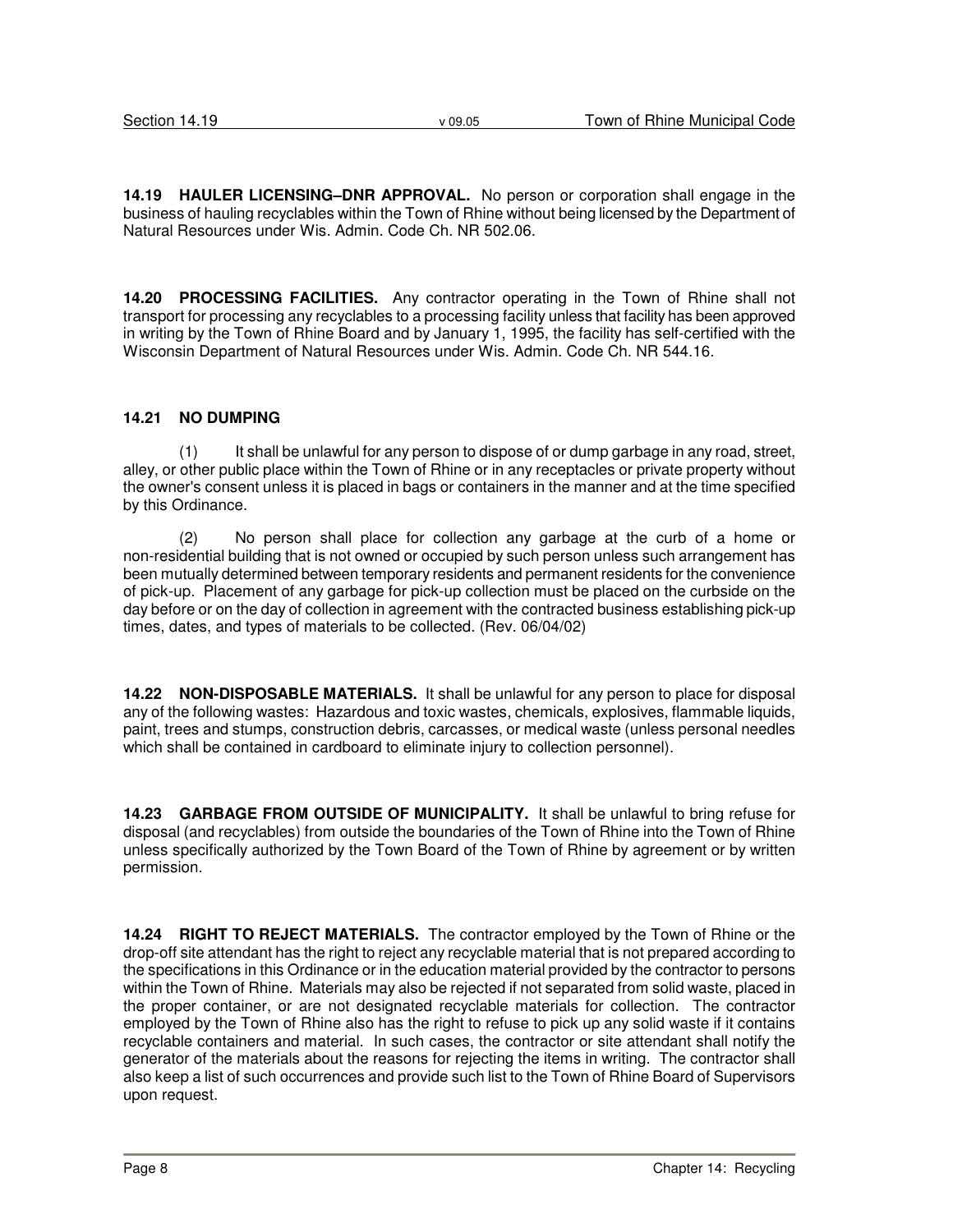**14.19 HAULER LICENSING–DNR APPROVAL.** No person or corporation shall engage in the business of hauling recyclables within the Town of Rhine without being licensed by the Department of Natural Resources under Wis. Admin. Code Ch. NR 502.06.

**14.20 PROCESSING FACILITIES.** Any contractor operating in the Town of Rhine shall not transport for processing any recyclables to a processing facility unless that facility has been approved in writing by the Town of Rhine Board and by January 1, 1995, the facility has self-certified with the Wisconsin Department of Natural Resources under Wis. Admin. Code Ch. NR 544.16.

**14.21 NO DUMPING**

(1) It shall be unlawful for any person to dispose of or dump garbage in any road, street, alley, or other public place within the Town of Rhine or in any receptacles or private property without the owner's consent unless it is placed in bags or containers in the manner and at the time specified by this Ordinance.

(2) No person shall place for collection any garbage at the curb of a home or non-residential building that is not owned or occupied by such person unless such arrangement has been mutually determined between temporary residents and permanent residents for the convenience of pick-up. Placement of any garbage for pick-up collection must be placed on the curbside on the day before or on the day of collection in agreement with the contracted business establishing pick-up times, dates, and types of materials to be collected. (Rev. 06/04/02)

**14.22 NON-DISPOSABLE MATERIALS.** It shall be unlawful for any person to place for disposal any of the following wastes: Hazardous and toxic wastes, chemicals, explosives, flammable liquids, paint, trees and stumps, construction debris, carcasses, or medical waste (unless personal needles which shall be contained in cardboard to eliminate injury to collection personnel).

**14.23 GARBAGE FROM OUTSIDE OF MUNICIPALITY.** It shall be unlawful to bring refuse for disposal (and recyclables) from outside the boundaries of the Town of Rhine into the Town of Rhine unless specifically authorized by the Town Board of the Town of Rhine by agreement or by written permission.

**14.24 RIGHT TO REJECT MATERIALS.** The contractor employed by the Town of Rhine or the drop-off site attendant has the right to reject any recyclable material that is not prepared according to the specifications in this Ordinance or in the education material provided by the contractor to persons within the Town of Rhine. Materials may also be rejected if not separated from solid waste, placed in the proper container, or are not designated recyclable materials for collection. The contractor employed by the Town of Rhine also has the right to refuse to pick up any solid waste if it contains recyclable containers and material. In such cases, the contractor or site attendant shall notify the generator of the materials about the reasons for rejecting the items in writing. The contractor shall also keep a list of such occurrences and provide such list to the Town of Rhine Board of Supervisors upon request.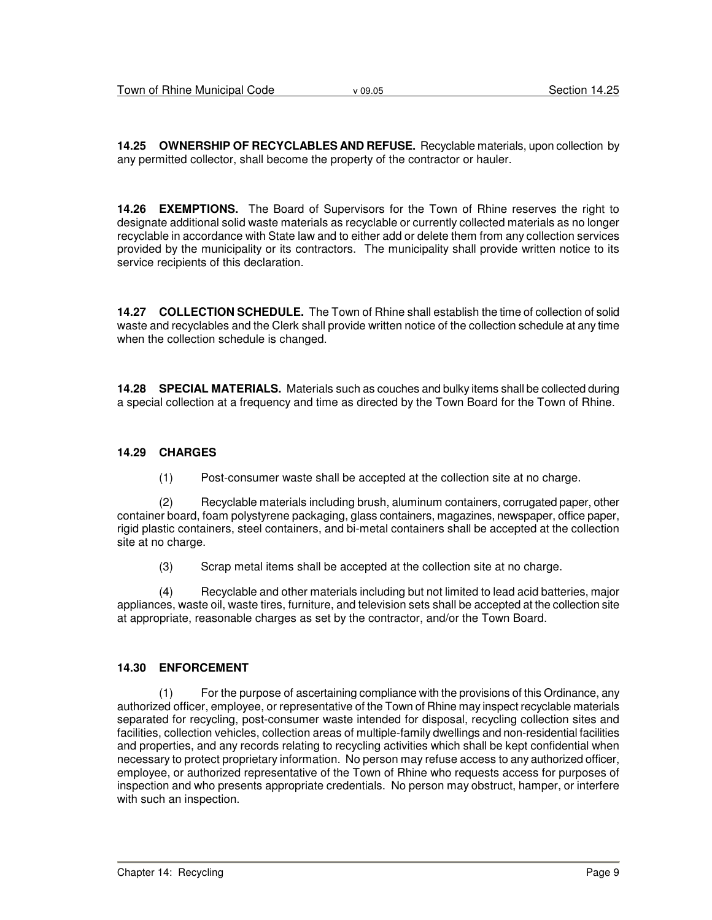**14.25 OWNERSHIP OF RECYCLABLES AND REFUSE.** Recyclable materials, upon collection by any permitted collector, shall become the property of the contractor or hauler.

**14.26 EXEMPTIONS.** The Board of Supervisors for the Town of Rhine reserves the right to designate additional solid waste materials as recyclable or currently collected materials as no longer recyclable in accordance with State law and to either add or delete them from any collection services provided by the municipality or its contractors. The municipality shall provide written notice to its service recipients of this declaration.

**14.27 COLLECTION SCHEDULE.** The Town of Rhine shall establish the time of collection of solid waste and recyclables and the Clerk shall provide written notice of the collection schedule at any time when the collection schedule is changed.

**14.28 SPECIAL MATERIALS.** Materials such as couches and bulky items shall be collected during a special collection at a frequency and time as directed by the Town Board for the Town of Rhine.

**14.29 CHARGES**

(1) Post-consumer waste shall be accepted at the collection site at no charge.

(2) Recyclable materials including brush, aluminum containers, corrugated paper, other container board, foam polystyrene packaging, glass containers, magazines, newspaper, office paper, rigid plastic containers, steel containers, and bi-metal containers shall be accepted at the collection site at no charge.

(3) Scrap metal items shall be accepted at the collection site at no charge.

(4) Recyclable and other materials including but not limited to lead acid batteries, major appliances, waste oil, waste tires, furniture, and television sets shall be accepted at the collection site at appropriate, reasonable charges as set by the contractor, and/or the Town Board.

**14.30 ENFORCEMENT**

(1) For the purpose of ascertaining compliance with the provisions of this Ordinance, any authorized officer, employee, or representative of the Town of Rhine may inspect recyclable materials separated for recycling, post-consumer waste intended for disposal, recycling collection sites and facilities, collection vehicles, collection areas of multiple-family dwellings and non-residential facilities and properties, and any records relating to recycling activities which shall be kept confidential when necessary to protect proprietary information. No person may refuse access to any authorized officer, employee, or authorized representative of the Town of Rhine who requests access for purposes of inspection and who presents appropriate credentials. No person may obstruct, hamper, or interfere with such an inspection.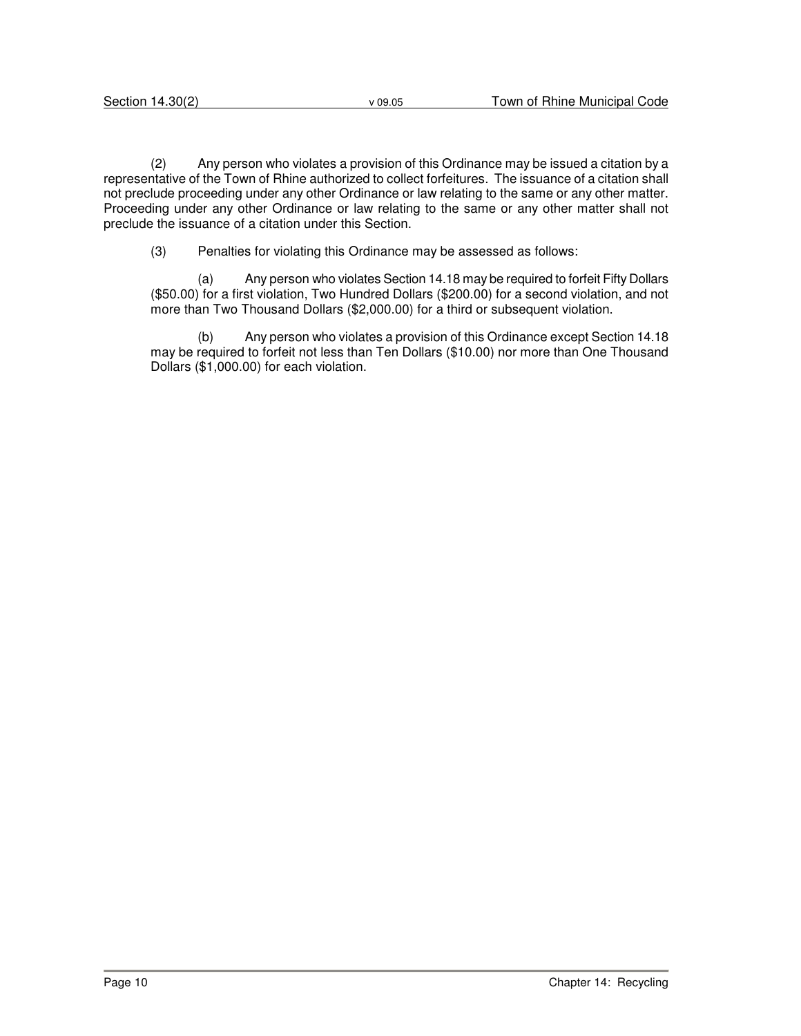(2) Any person who violates a provision of this Ordinance may be issued a citation by a representative of the Town of Rhine authorized to collect forfeitures. The issuance of a citation shall not preclude proceeding under any other Ordinance or law relating to the same or any other matter. Proceeding under any other Ordinance or law relating to the same or any other matter shall not preclude the issuance of a citation under this Section.

(3) Penalties for violating this Ordinance may be assessed as follows:

(a) Any person who violates Section 14.18 may be required to forfeit Fifty Dollars ($50.00) for a first violation, Two Hundred Dollars ($200.00) for a second violation, and not more than Two Thousand Dollars ($2,000.00) for a third or subsequent violation.

(b) Any person who violates a provision of this Ordinance except Section 14.18 may be required to forfeit not less than Ten Dollars ($10.00) nor more than One Thousand Dollars ($1,000.00) for each violation.